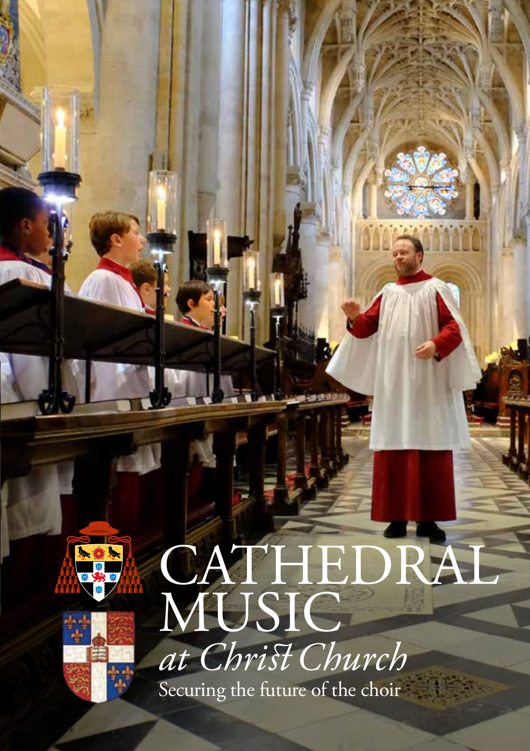# CATHEDRAL MUSIC

## *at Christ Church*

Securing the future of the choir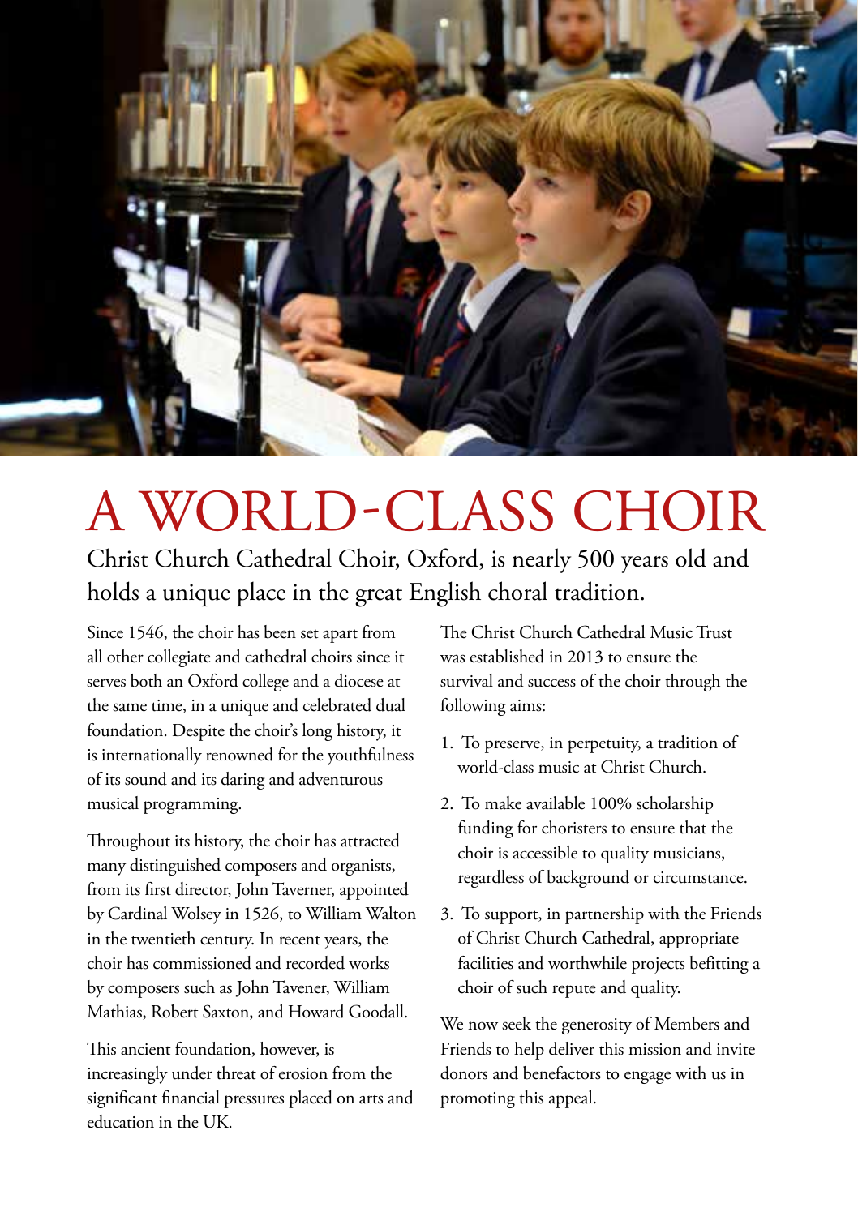# A WORLD-CLASS CHOIR

## Christ Church Cathedral Choir, Oxford, is nearly 500 years old and holds a unique place in the great English choral tradition.

Since 1546, the choir has been set apart from all other collegiate and cathedral choirs since it serves both an Oxford college and a diocese at the same time, in a unique and celebrated dual foundation. Despite the choir's long history, it is internationally renowned for the youthfulness of its sound and its daring and adventurous musical programming.

Throughout its history, the choir has attracted many distinguished composers and organists, from its first director, John Taverner, appointed by Cardinal Wolsey in 1526, to William Walton in the twentieth century. In recent years, the choir has commissioned and recorded works by composers such as John Tavener, William Mathias, Robert Saxton, and Howard Goodall.

This ancient foundation, however, is increasingly under threat of erosion from the significant financial pressures placed on arts and education in the UK.

The Christ Church Cathedral Music Trust was established in 2013 to ensure the survival and success of the choir through the following aims:

1. To preserve, in perpetuity, a tradition of world-class music at Christ Church.
2. To make available 100% scholarship funding for choristers to ensure that the choir is accessible to quality musicians, regardless of background or circumstance.
3. To support, in partnership with the Friends of Christ Church Cathedral, appropriate facilities and worthwhile projects befitting a choir of such repute and quality.

We now seek the generosity of Members and Friends to help deliver this mission and invite donors and benefactors to engage with us in promoting this appeal.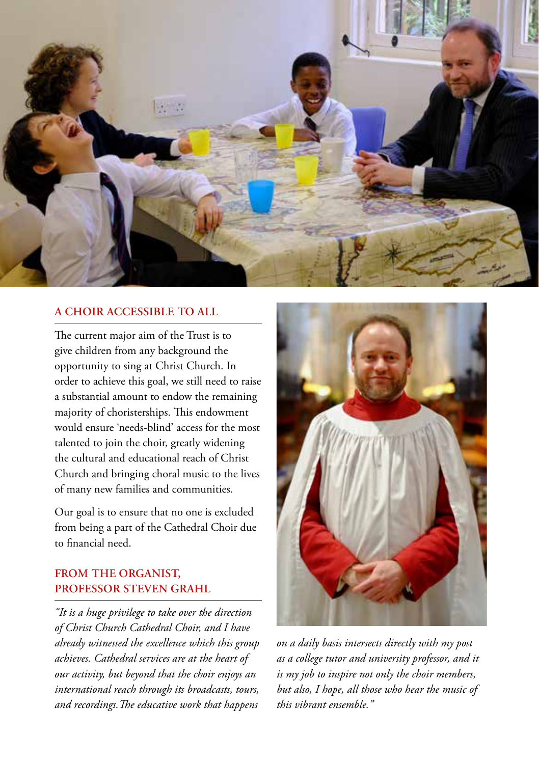## A CHOIR ACCESSIBLE TO ALL

The current major aim of the Trust is to give children from any background the opportunity to sing at Christ Church. In order to achieve this goal, we still need to raise a substantial amount to endow the remaining majority of choristerships. This endowment would ensure 'needs-blind' access for the most talented to join the choir, greatly widening the cultural and educational reach of Christ Church and bringing choral music to the lives of many new families and communities.

Our goal is to ensure that no one is excluded from being a part of the Cathedral Choir due to financial need.

## FROM THE ORGANIST, PROFESSOR STEVEN GRAHL

*"It is a huge privilege to take over the direction of Christ Church Cathedral Choir, and I have already witnessed the excellence which this group achieves. Cathedral services are at the heart of our activity, but beyond that the choir enjoys an international reach through its broadcasts, tours, and recordings. The educative work that happens on a daily basis intersects directly with my post as a college tutor and university professor, and it is my job to inspire not only the choir members, but also, I hope, all those who hear the music of this vibrant ensemble."*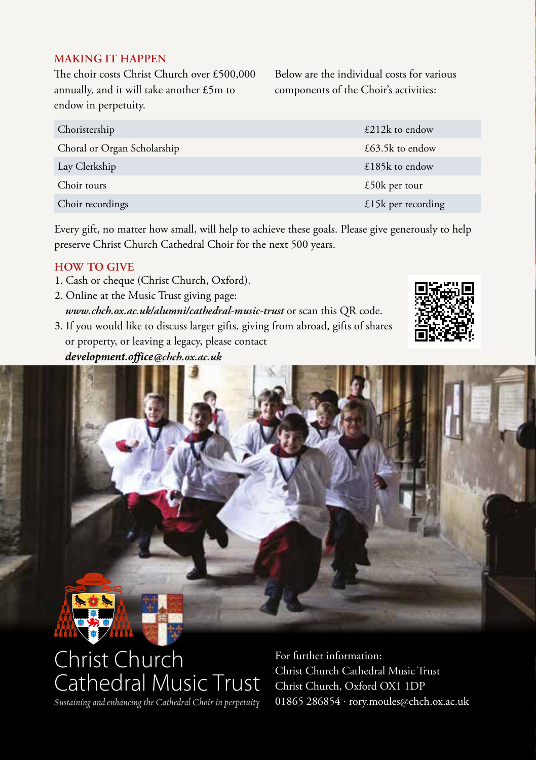## MAKING IT HAPPEN

The choir costs Christ Church over £500,000 annually, and it will take another £5m to endow in perpetuity.

Below are the individual costs for various components of the Choir's activities:

| | |
|---|---|
| Choristership | £212k to endow |
| Choral or Organ Scholarship | £63.5k to endow |
| Lay Clerkship | £185k to endow |
| Choir tours | £50k per tour |
| Choir recordings | £15k per recording |

Every gift, no matter how small, will help to achieve these goals. Please give generously to help preserve Christ Church Cathedral Choir for the next 500 years.

## HOW TO GIVE

1. Cash or cheque (Christ Church, Oxford).
2. Online at the Music Trust giving page: ***www.chch.ox.ac.uk/alumni/cathedral-music-trust*** or scan this QR code.
3. If you would like to discuss larger gifts, giving from abroad, gifts of shares or property, or leaving a legacy, please contact ***development.office@chch.ox.ac.uk***

# Christ Church Cathedral Music Trust

*Sustaining and enhancing the Cathedral Choir in perpetuity*

For further information:
Christ Church Cathedral Music Trust
Christ Church, Oxford OX1 1DP
01865 286854 · rory.moules@chch.ox.ac.uk